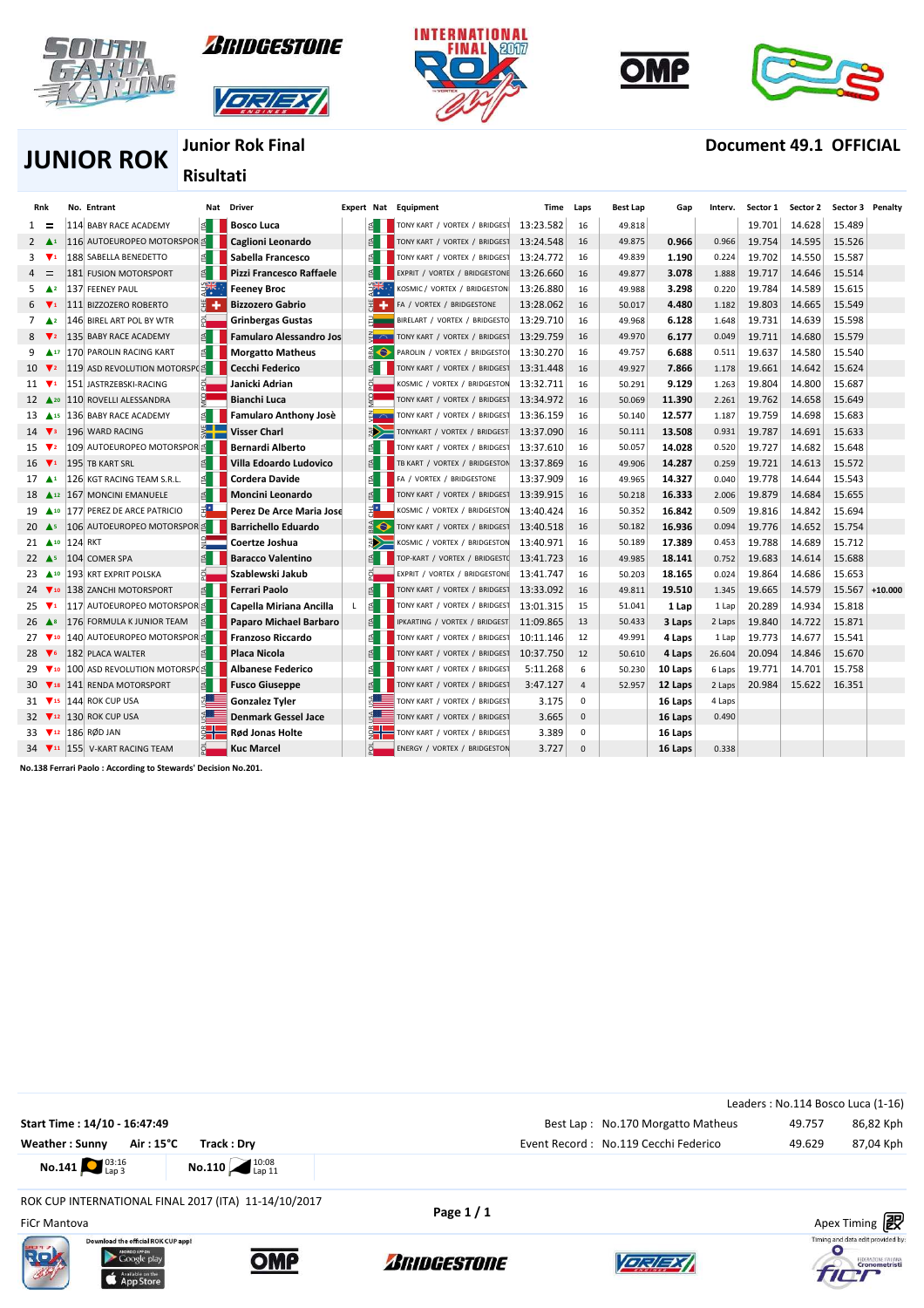# JUNIOR ROK

## Junior Rok Final

**Risultati**

**Document 49.1 OFFICIAL**

| Rnk | | No. | Entrant | Nat | Driver | Expert | Nat | Equipment | Time | Laps | Best Lap | Gap | Interv. | Sector 1 | Sector 2 | Sector 3 | Penalty |
|---|---|---|---|---|---|---|---|---|---|---|---|---|---|---|---|---|---|
| 1 | = | 114 | BABY RACE ACADEMY | ITA | Bosco Luca | | ITA | TONY KART / VORTEX / BRIDGEST | 13:23.582 | 16 | 49.818 | | | 19.701 | 14.628 | 15.489 | |
| 2 | ▲1 | 116 | AUTOEUROPEO MOTORSPOR | ITA | Caglioni Leonardo | | ITA | TONY KART / VORTEX / BRIDGEST | 13:24.548 | 16 | 49.875 | 0.966 | 0.966 | 19.754 | 14.595 | 15.526 | |
| 3 | ▼1 | 188 | SABELLA BENEDETTO | ITA | Sabella Francesco | | ITA | TONY KART / VORTEX / BRIDGEST | 13:24.772 | 16 | 49.839 | 1.190 | 0.224 | 19.702 | 14.550 | 15.587 | |
| 4 | = | 181 | FUSION MOTORSPORT | ITA | Pizzi Francesco Raffaele | | ITA | EXPRIT / VORTEX / BRIDGESTONE | 13:26.660 | 16 | 49.877 | 3.078 | 1.888 | 19.717 | 14.646 | 15.514 | |
| 5 | ▲2 | 137 | FEENEY PAUL | AUS | Feeney Broc | | AUS | KOSMIC / VORTEX / BRIDGESTON | 13:26.880 | 16 | 49.988 | 3.298 | 0.220 | 19.784 | 14.589 | 15.615 | |
| 6 | ▼1 | 111 | BIZZOZERO ROBERTO | CHE | Bizzozero Gabrio | | CHE | FA / VORTEX / BRIDGESTONE | 13:28.062 | 16 | 50.017 | 4.480 | 1.182 | 19.803 | 14.665 | 15.549 | |
| 7 | ▲2 | 146 | BIREL ART POL BY WTR | POL | Grinbergas Gustas | | LTU | BIRELART / VORTEX / BRIDGESTO | 13:29.710 | 16 | 49.968 | 6.128 | 1.648 | 19.731 | 14.639 | 15.598 | |
| 8 | ▼2 | 135 | BABY RACE ACADEMY | ITA | Famularo Alessandro Jos | | VEN | TONY KART / VORTEX / BRIDGEST | 13:29.759 | 16 | 49.970 | 6.177 | 0.049 | 19.711 | 14.680 | 15.579 | |
| 9 | ▲17 | 170 | PAROLIN RACING KART | ITA | Morgatto Matheus | | BRA | PAROLIN / VORTEX / BRIDGESTO | 13:30.270 | 16 | 49.757 | 6.688 | 0.511 | 19.637 | 14.580 | 15.540 | |
| 10 | ▼2 | 119 | ASD REVOLUTION MOTORSPO | ITA | Cecchi Federico | | ITA | TONY KART / VORTEX / BRIDGEST | 13:31.448 | 16 | 49.927 | 7.866 | 1.178 | 19.661 | 14.642 | 15.624 | |
| 11 | ▼1 | 151 | JASTRZEBSKI-RACING | POL | Janicki Adrian | | POL | KOSMIC / VORTEX / BRIDGESTON | 13:32.711 | 16 | 50.291 | 9.129 | 1.263 | 19.804 | 14.800 | 15.687 | |
| 12 | ▲20 | 110 | ROVELLI ALESSANDRA | MCO | Bianchi Luca | | MCO | TONY KART / VORTEX / BRIDGEST | 13:34.972 | 16 | 50.069 | 11.390 | 2.261 | 19.762 | 14.658 | 15.649 | |
| 13 | ▲15 | 136 | BABY RACE ACADEMY | ITA | Famularo Anthony Josè | | VEN | TONY KART / VORTEX / BRIDGEST | 13:36.159 | 16 | 50.140 | 12.577 | 1.187 | 19.759 | 14.698 | 15.683 | |
| 14 | ▼3 | 196 | WARD RACING | SWE | Visser Charl | | ZAF | TONYKART / VORTEX / BRIDGEST | 13:37.090 | 16 | 50.111 | 13.508 | 0.931 | 19.787 | 14.691 | 15.633 | |
| 15 | ▼2 | 109 | AUTOEUROPEO MOTORSPOR | ITA | Bernardi Alberto | | ITA | TONY KART / VORTEX / BRIDGEST | 13:37.610 | 16 | 50.057 | 14.028 | 0.520 | 19.727 | 14.682 | 15.648 | |
| 16 | ▼1 | 195 | TB KART SRL | ITA | Villa Edoardo Ludovico | | ITA | TB KART / VORTEX / BRIDGESTON | 13:37.869 | 16 | 49.906 | 14.287 | 0.259 | 19.721 | 14.613 | 15.572 | |
| 17 | ▲1 | 126 | KGT RACING TEAM S.R.L. | ITA | Cordera Davide | | ITA | FA / VORTEX / BRIDGESTONE | 13:37.909 | 16 | 49.965 | 14.327 | 0.040 | 19.778 | 14.644 | 15.543 | |
| 18 | ▲12 | 167 | MONCINI EMANUELE | ITA | Moncini Leonardo | | ITA | TONY KART / VORTEX / BRIDGEST | 13:39.915 | 16 | 50.218 | 16.333 | 2.006 | 19.879 | 14.684 | 15.655 | |
| 19 | ▲10 | 177 | PEREZ DE ARCE PATRICIO | CHL | Perez De Arce Maria Jose | | CHL | KOSMIC / VORTEX / BRIDGESTON | 13:40.424 | 16 | 50.352 | 16.842 | 0.509 | 19.816 | 14.842 | 15.694 | |
| 20 | ▲5 | 106 | AUTOEUROPEO MOTORSPOR | ITA | Barrichello Eduardo | | BRA | TONY KART / VORTEX / BRIDGEST | 13:40.518 | 16 | 50.182 | 16.936 | 0.094 | 19.776 | 14.652 | 15.754 | |
| 21 | ▲10 | 124 | RKT | NLD | Coertze Joshua | | ZAF | KOSMIC / VORTEX / BRIDGESTON | 13:40.971 | 16 | 50.189 | 17.389 | 0.453 | 19.788 | 14.689 | 15.712 | |
| 22 | ▲5 | 104 | COMER SPA | ITA | Baracco Valentino | | ITA | TOP-KART / VORTEX / BRIDGESTO | 13:41.723 | 16 | 49.985 | 18.141 | 0.752 | 19.683 | 14.614 | 15.688 | |
| 23 | ▲10 | 193 | KRT EXPRIT POLSKA | POL | Szablewski Jakub | | POL | EXPRIT / VORTEX / BRIDGESTONE | 13:41.747 | 16 | 50.203 | 18.165 | 0.024 | 19.864 | 14.686 | 15.653 | |
| 24 | ▼10 | 138 | ZANCHI MOTORSPORT | ITA | Ferrari Paolo | | ITA | TONY KART / VORTEX / BRIDGEST | 13:33.092 | 16 | 49.811 | 19.510 | 1.345 | 19.665 | 14.579 | 15.567 | +10.000 |
| 25 | ▼1 | 117 | AUTOEUROPEO MOTORSPOR | ITA | Capella Miriana Ancilla | L | ITA | TONY KART / VORTEX / BRIDGEST | 13:01.315 | 15 | 51.041 | 1 Lap | 1 Lap | 20.289 | 14.934 | 15.818 | |
| 26 | ▲8 | 176 | FORMULA K JUNIOR TEAM | ITA | Paparo Michael Barbaro | | ITA | IPKARTING / VORTEX / BRIDGEST | 11:09.865 | 13 | 50.433 | 3 Laps | 2 Laps | 19.840 | 14.722 | 15.871 | |
| 27 | ▼10 | 140 | AUTOEUROPEO MOTORSPOR | ITA | Franzoso Riccardo | | ITA | TONY KART / VORTEX / BRIDGEST | 10:11.146 | 12 | 49.991 | 4 Laps | 1 Lap | 19.773 | 14.677 | 15.541 | |
| 28 | ▼6 | 182 | PLACA WALTER | ITA | Placa Nicola | | ITA | TONY KART / VORTEX / BRIDGEST | 10:37.750 | 12 | 50.610 | 4 Laps | 26.604 | 20.094 | 14.846 | 15.670 | |
| 29 | ▼10 | 100 | ASD REVOLUTION MOTORSPO | ITA | Albanese Federico | | ITA | TONY KART / VORTEX / BRIDGEST | 5:11.268 | 6 | 50.230 | 10 Laps | 6 Laps | 19.771 | 14.701 | 15.758 | |
| 30 | ▼18 | 141 | RENDA MOTORSPORT | ITA | Fusco Giuseppe | | ITA | TONY KART / VORTEX / BRIDGEST | 3:47.127 | 4 | 52.957 | 12 Laps | 2 Laps | 20.984 | 15.622 | 16.351 | |
| 31 | ▼15 | 144 | ROK CUP USA | USA | Gonzalez Tyler | | USA | TONY KART / VORTEX / BRIDGEST | 3.175 | 0 | | 16 Laps | 4 Laps | | | | |
| 32 | ▼12 | 130 | ROK CUP USA | USA | Denmark Gessel Jace | | USA | TONY KART / VORTEX / BRIDGEST | 3.665 | 0 | | 16 Laps | 0.490 | | | | |
| 33 | ▼12 | 186 | RØD JAN | NOR | Rød Jonas Holte | | NOR | TONY KART / VORTEX / BRIDGEST | 3.389 | 0 | | 16 Laps | | | | | |
| 34 | ▼11 | 155 | V-KART RACING TEAM | POL | Kuc Marcel | | POL | ENERGY / VORTEX / BRIDGESTON | 3.727 | 0 | | 16 Laps | 0.338 | | | | |

No.138 Ferrari Paolo : According to Stewards' Decision No.201.

Leaders : No.114 Bosco Luca (1-16)

Start Time : 14/10 - 16:47:49

Weather : Sunny Air : 15°C Track : Dry

Best Lap : No.170 Morgatto Matheus 49.757 86,82 Kph

Event Record : No.119 Cecchi Federico 49.629 87,04 Kph

No.141 03:16 Lap 3

No.110 10:08 Lap 11

ROK CUP INTERNATIONAL FINAL 2017 (ITA) 11-14/10/2017

FiCr Mantova

Apex Timing

Timing and data edit provided by: Federazione Italiana Cronometristi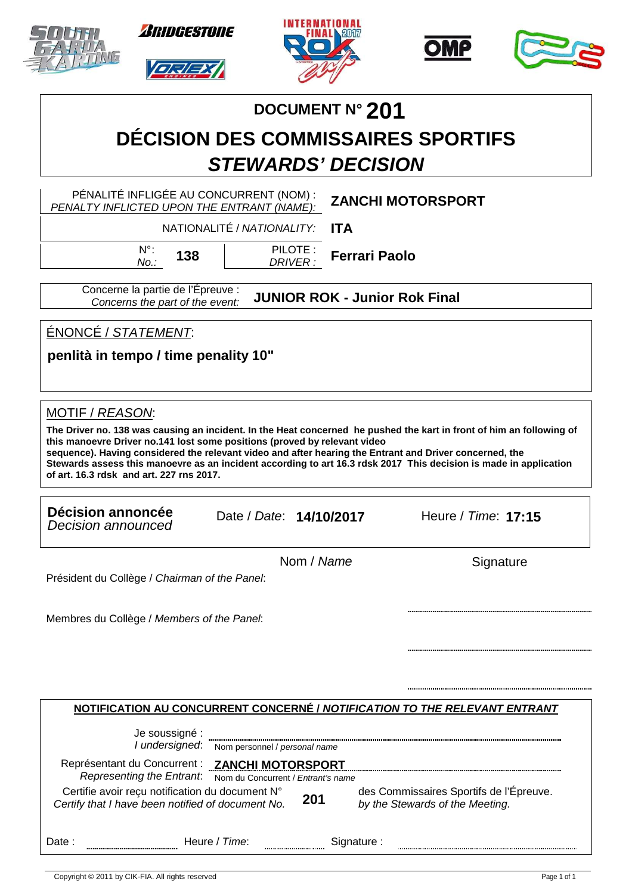# DOCUMENT N° 201

# DÉCISION DES COMMISSAIRES SPORTIFS

## *STEWARDS' DECISION*

| | |
|---|---|
| PÉNALITÉ INFLIGÉE AU CONCURRENT (NOM) : *PENALTY INFLICTED UPON THE ENTRANT (NAME):* | **ZANCHI MOTORSPORT** |
| NATIONALITÉ / *NATIONALITY:* | **ITA** |
| N°: *No.:* **138** — PILOTE : *DRIVER :* | **Ferrari Paolo** |

Concerne la partie de l'Épreuve : *Concerns the part of the event:* **JUNIOR ROK - Junior Rok Final**

ÉNONCÉ / *STATEMENT*:

**penlità in tempo / time penality 10"**

MOTIF / *REASON*:

**The Driver no. 138 was causing an incident. In the Heat concerned he pushed the kart in front of him an following of this manoevre Driver no.141 lost some positions (proved by relevant video sequence). Having considered the relevant video and after hearing the Entrant and Driver concerned, the Stewards assess this manoeuvre as an incident according to art 16.3 rdsk 2017 This decision is made in application of art. 16.3 rdsk and art. 227 rns 2017.**

**Décision annoncée** *Decision announced* — Date / *Date*: **14/10/2017** — Heure / *Time*: **17:15**

| | Nom / *Name* | Signature |
|---|---|---|
| Président du Collège / *Chairman of the Panel*: | | |
| Membres du Collège / *Members of the Panel*: | | |
| | | |
| | | |

**NOTIFICATION AU CONCURRENT CONCERNÉ / *NOTIFICATION TO THE RELEVANT ENTRANT***

Je soussigné : *I undersigned*: ______ Nom personnel / *personal name*

Représentant du Concurrent : *Representing the Entrant*: **ZANCHI MOTORSPORT** Nom du Concurrent / *Entrant's name*

Certifie avoir reçu notification du document N° *Certify that I have been notified of document No.* **201** des Commissaires Sportifs de l'Épreuve. *by the Stewards of the Meeting.*

Date : ______ Heure / *Time*: ______ Signature : ______

Copyright © 2011 by CIK-FIA. All rights reserved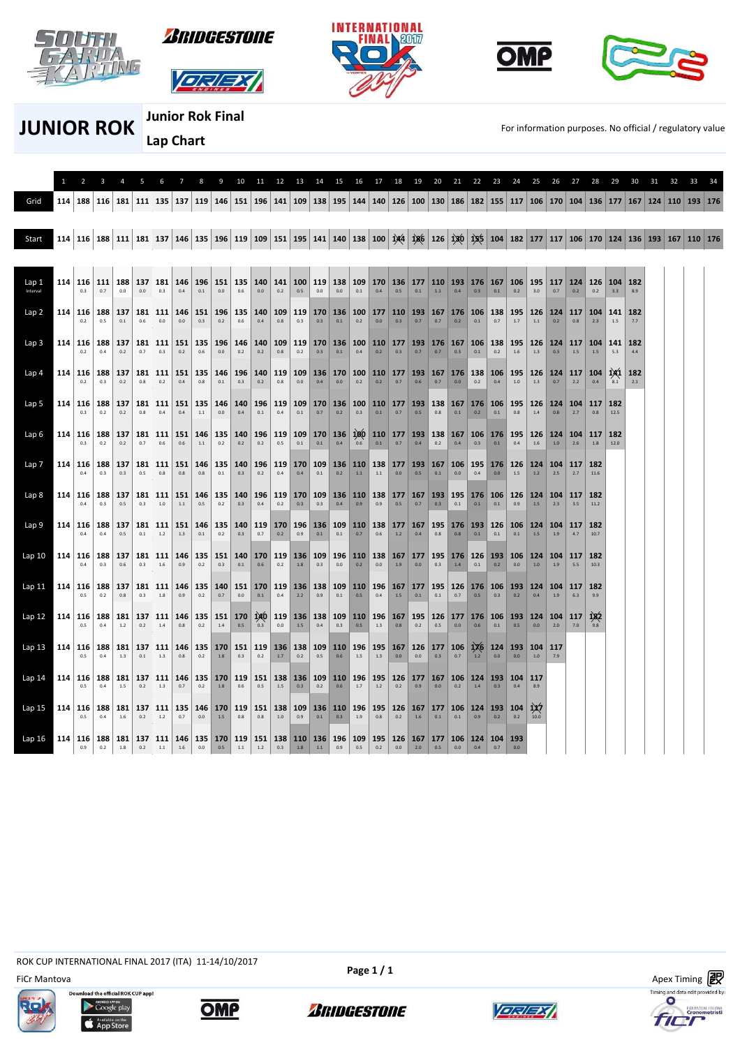# JUNIOR ROK

## Junior Rok Final

## Lap Chart

For information purposes. No official / regulatory value

| | 1 | 2 | 3 | 4 | 5 | 6 | 7 | 8 | 9 | 10 | 11 | 12 | 13 | 14 | 15 | 16 | 17 | 18 | 19 | 20 | 21 | 22 | 23 | 24 | 25 | 26 | 27 | 28 | 29 | 30 | 31 | 32 | 33 | 34 |
|---|---|---|---|---|---|---|---|---|---|---|---|---|---|---|---|---|---|---|---|---|---|---|---|---|---|---|---|---|---|---|---|---|---|---|
| Grid | 114 | 188 | 116 | 181 | 111 | 135 | 137 | 119 | 146 | 151 | 196 | 141 | 109 | 138 | 195 | 144 | 140 | 126 | 100 | 130 | 186 | 182 | 155 | 117 | 106 | 170 | 104 | 136 | 177 | 167 | 124 | 110 | 193 | 176 |
| Start | 114 | 116 | 188 | 111 | 181 | 137 | 146 | 135 | 196 | 119 | 109 | 151 | 195 | 141 | 140 | 138 | 100 | 144 | 186 | 126 | 130 | 155 | 104 | 182 | 177 | 117 | 106 | 170 | 124 | 136 | 193 | 167 | 110 | 176 |
| Lap 1 | 114 | 116 | 111 | 188 | 137 | 181 | 146 | 196 | 151 | 135 | 140 | 141 | 100 | 119 | 138 | 109 | 170 | 136 | 177 | 110 | 193 | 176 | 167 | 106 | 195 | 117 | 124 | 126 | 104 | 182 | | | | |
| Interval | | 0.3 | 0.7 | 0.0 | 0.0 | 0.3 | 0.4 | 0.1 | 0.0 | 0.6 | 0.0 | 0.2 | 0.5 | 0.0 | 0.0 | 0.1 | 0.4 | 0.5 | 0.1 | 1.1 | 0.4 | 0.3 | 0.1 | 0.2 | 3.0 | 0.7 | 0.2 | 0.2 | 3.3 | 8.9 | | | | |
| Lap 2 | 114 | 116 | 188 | 137 | 181 | 111 | 146 | 151 | 196 | 135 | 140 | 109 | 119 | 170 | 136 | 100 | 177 | 110 | 193 | 167 | 176 | 106 | 138 | 195 | 126 | 124 | 117 | 104 | 141 | 182 | | | | |
| | | 0.2 | 0.5 | 0.1 | 0.6 | 0.0 | 0.0 | 0.3 | 0.2 | 0.6 | 0.4 | 0.8 | 0.3 | 0.3 | 0.1 | 0.2 | 0.0 | 0.3 | 0.7 | 0.7 | 0.2 | 0.1 | 0.7 | 1.7 | 1.1 | 0.2 | 0.8 | 2.3 | 1.5 | 7.7 | | | | |
| Lap 3 | 114 | 116 | 188 | 137 | 181 | 111 | 151 | 135 | 196 | 146 | 140 | 109 | 119 | 170 | 136 | 100 | 110 | 177 | 193 | 176 | 167 | 106 | 138 | 195 | 126 | 124 | 117 | 104 | 141 | 182 | | | | |
| | | 0.2 | 0.4 | 0.2 | 0.7 | 0.3 | 0.2 | 0.6 | 0.0 | 0.2 | 0.2 | 0.8 | 0.2 | 0.3 | 0.1 | 0.4 | 0.2 | 0.3 | 0.7 | 0.7 | 0.3 | 0.1 | 0.2 | 1.6 | 1.3 | 0.3 | 1.5 | 1.5 | 5.3 | 4.4 | | | | |
| Lap 4 | 114 | 116 | 188 | 137 | 181 | 111 | 151 | 135 | 146 | 196 | 140 | 119 | 109 | 136 | 170 | 100 | 110 | 177 | 193 | 167 | 176 | 138 | 106 | 195 | 126 | 124 | 117 | 104 | 141 | 182 | | | | |
| | | 0.2 | 0.3 | 0.2 | 0.8 | 0.2 | 0.4 | 0.8 | 0.1 | 0.3 | 0.2 | 0.8 | 0.0 | 0.4 | 0.0 | 0.2 | 0.2 | 0.7 | 0.6 | 0.7 | 0.0 | 0.2 | 0.4 | 1.0 | 1.3 | 0.7 | 2.2 | 0.4 | 8.1 | 2.1 | | | | |
| Lap 5 | 114 | 116 | 188 | 137 | 181 | 111 | 151 | 135 | 146 | 140 | 196 | 119 | 109 | 170 | 136 | 100 | 110 | 177 | 193 | 138 | 167 | 176 | 106 | 195 | 126 | 124 | 104 | 117 | 182 | | | | | |
| | | 0.3 | 0.2 | 0.2 | 0.8 | 0.4 | 0.4 | 1.1 | 0.0 | 0.4 | 0.1 | 0.4 | 0.1 | 0.7 | 0.2 | 0.3 | 0.1 | 0.7 | 0.5 | 0.8 | 0.1 | 0.2 | 0.1 | 0.8 | 1.4 | 0.8 | 2.7 | 0.8 | 12.5 | | | | | |
| Lap 6 | 114 | 116 | 188 | 137 | 181 | 111 | 151 | 146 | 135 | 140 | 196 | 119 | 109 | 170 | 136 | 100 | 110 | 177 | 193 | 138 | 167 | 106 | 176 | 195 | 126 | 124 | 104 | 117 | 182 | | | | | |
| | | 0.3 | 0.2 | 0.2 | 0.7 | 0.6 | 0.6 | 1.1 | 0.2 | 0.2 | 0.2 | 0.5 | 0.1 | 0.1 | 0.4 | 0.6 | 0.1 | 0.7 | 0.4 | 0.2 | 0.4 | 0.3 | 0.1 | 0.4 | 1.6 | 1.0 | 2.6 | 1.8 | 12.0 | | | | | |
| Lap 7 | 114 | 116 | 188 | 137 | 181 | 111 | 151 | 146 | 135 | 140 | 196 | 119 | 170 | 109 | 136 | 110 | 138 | 177 | 193 | 167 | 106 | 195 | 176 | 126 | 124 | 104 | 117 | 182 | | | | | | |
| | | 0.4 | 0.3 | 0.3 | 0.5 | 0.8 | 0.8 | 0.8 | 0.1 | 0.3 | 0.2 | 0.4 | 0.4 | 0.1 | 0.2 | 1.1 | 1.1 | 0.0 | 0.5 | 0.1 | 0.0 | 0.4 | 0.0 | 1.5 | 1.2 | 2.5 | 2.7 | 11.6 | | | | | | |
| Lap 8 | 114 | 116 | 188 | 137 | 181 | 111 | 151 | 146 | 135 | 140 | 196 | 119 | 170 | 109 | 136 | 110 | 138 | 177 | 167 | 193 | 195 | 176 | 106 | 126 | 124 | 104 | 117 | 182 | | | | | | |
| | | 0.4 | 0.3 | 0.5 | 0.3 | 1.0 | 1.1 | 0.5 | 0.2 | 0.3 | 0.4 | 0.2 | 0.3 | 0.3 | 0.4 | 0.9 | 0.9 | 0.5 | 0.7 | 0.3 | 0.1 | 0.1 | 0.1 | 0.9 | 1.5 | 2.3 | 3.5 | 11.2 | | | | | | |
| Lap 9 | 114 | 116 | 188 | 137 | 181 | 111 | 151 | 146 | 135 | 140 | 119 | 170 | 196 | 136 | 109 | 110 | 138 | 177 | 167 | 195 | 176 | 193 | 126 | 106 | 124 | 104 | 117 | 182 | | | | | | |
| | | 0.4 | 0.4 | 0.5 | 0.1 | 1.2 | 1.3 | 0.1 | 0.2 | 0.3 | 0.7 | 0.2 | 0.9 | 0.1 | 0.1 | 0.7 | 0.6 | 1.2 | 0.4 | 0.8 | 0.8 | 0.1 | 0.1 | 0.1 | 1.5 | 1.9 | 4.7 | 10.7 | | | | | | |
| Lap 10 | 114 | 116 | 188 | 137 | 181 | 111 | 146 | 135 | 151 | 140 | 170 | 119 | 136 | 109 | 196 | 110 | 138 | 167 | 177 | 195 | 176 | 126 | 193 | 106 | 124 | 104 | 117 | 182 | | | | | | |
| | | 0.4 | 0.3 | 0.6 | 0.3 | 1.6 | 0.9 | 0.2 | 0.3 | 0.1 | 0.6 | 0.2 | 1.8 | 0.3 | 0.0 | 0.2 | 0.0 | 1.9 | 0.0 | 0.3 | 1.4 | 0.1 | 0.2 | 0.0 | 1.0 | 1.9 | 5.5 | 10.3 | | | | | | |
| Lap 11 | 114 | 116 | 188 | 137 | 181 | 111 | 146 | 135 | 140 | 151 | 170 | 119 | 136 | 138 | 109 | 110 | 196 | 167 | 177 | 195 | 126 | 176 | 106 | 193 | 124 | 104 | 117 | 182 | | | | | | |
| | | 0.5 | 0.2 | 0.8 | 0.3 | 1.8 | 0.9 | 0.2 | 0.7 | 0.0 | 0.1 | 0.4 | 2.2 | 0.9 | 0.1 | 0.5 | 0.4 | 1.5 | 0.1 | 0.1 | 0.7 | 0.5 | 0.3 | 0.2 | 0.4 | 1.9 | 6.3 | 9.9 | | | | | | |
| Lap 12 | 114 | 116 | 188 | 181 | 137 | 111 | 146 | 135 | 151 | 170 | 140 | 119 | 136 | 138 | 109 | 110 | 196 | 167 | 195 | 126 | 177 | 176 | 106 | 193 | 124 | 104 | 117 | 182 | | | | | | |
| | | 0.5 | 0.4 | 1.2 | 0.2 | 1.4 | 0.8 | 0.2 | 1.4 | 0.5 | 0.3 | 0.0 | 1.5 | 0.4 | 0.3 | 0.5 | 1.3 | 0.8 | 0.2 | 0.5 | 0.0 | 0.6 | 0.1 | 0.5 | 0.0 | 2.0 | 7.0 | 9.8 | | | | | | |
| Lap 13 | 114 | 116 | 188 | 181 | 137 | 111 | 146 | 135 | 170 | 151 | 119 | 136 | 138 | 109 | 110 | 196 | 195 | 167 | 126 | 177 | 106 | 176 | 124 | 193 | 104 | 117 | | | | | | | | |
| | | 0.5 | 0.4 | 1.3 | 0.1 | 1.3 | 0.8 | 0.2 | 1.8 | 0.3 | 0.2 | 1.7 | 0.2 | 0.5 | 0.6 | 1.5 | 1.3 | 0.0 | 0.0 | 0.3 | 0.7 | 1.2 | 0.0 | 0.0 | 1.0 | 7.9 | | | | | | | | |
| Lap 14 | 114 | 116 | 188 | 181 | 137 | 111 | 135 | 146 | 170 | 119 | 151 | 138 | 136 | 109 | 110 | 196 | 195 | 126 | 177 | 167 | 106 | 124 | 193 | 104 | 117 | | | | | | | | | |
| | | 0.5 | 0.4 | 1.5 | 0.2 | 1.3 | 0.7 | 0.2 | 1.8 | 0.6 | 0.5 | 1.5 | 0.3 | 0.2 | 0.6 | 1.7 | 1.2 | 0.2 | 0.9 | 0.0 | 0.2 | 1.4 | 0.3 | 0.4 | 8.9 | | | | | | | | | |
| Lap 15 | 114 | 116 | 188 | 181 | 137 | 111 | 135 | 146 | 170 | 119 | 151 | 138 | 109 | 136 | 110 | 196 | 195 | 126 | 167 | 177 | 106 | 124 | 193 | 104 | 117 | | | | | | | | | |
| | | 0.5 | 0.4 | 1.6 | 0.2 | 1.2 | 0.7 | 0.0 | 1.5 | 0.8 | 0.8 | 1.0 | 0.9 | 0.1 | 0.3 | 1.9 | 0.8 | 0.2 | 1.6 | 0.1 | 0.1 | 0.9 | 0.2 | 0.2 | 10.0 | | | | | | | | | |
| Lap 16 | 114 | 116 | 188 | 181 | 137 | 111 | 146 | 135 | 170 | 119 | 151 | 138 | 110 | 136 | 196 | 109 | 195 | 126 | 167 | 177 | 106 | 124 | 104 | 193 | | | | | | | | | | |
| | | 0.9 | 0.2 | 1.8 | 0.2 | 1.1 | 1.6 | 0.0 | 0.5 | 1.1 | 1.2 | 0.3 | 1.8 | 1.1 | 0.9 | 0.5 | 0.2 | 0.0 | 2.0 | 0.5 | 0.0 | 0.4 | 0.7 | 0.0 | | | | | | | | | | |

ROK CUP INTERNATIONAL FINAL 2017 (ITA) 11-14/10/2017

FiCr Mantova

Apex Timing

Timing and data edit provided by:

Download the official ROK CUP app!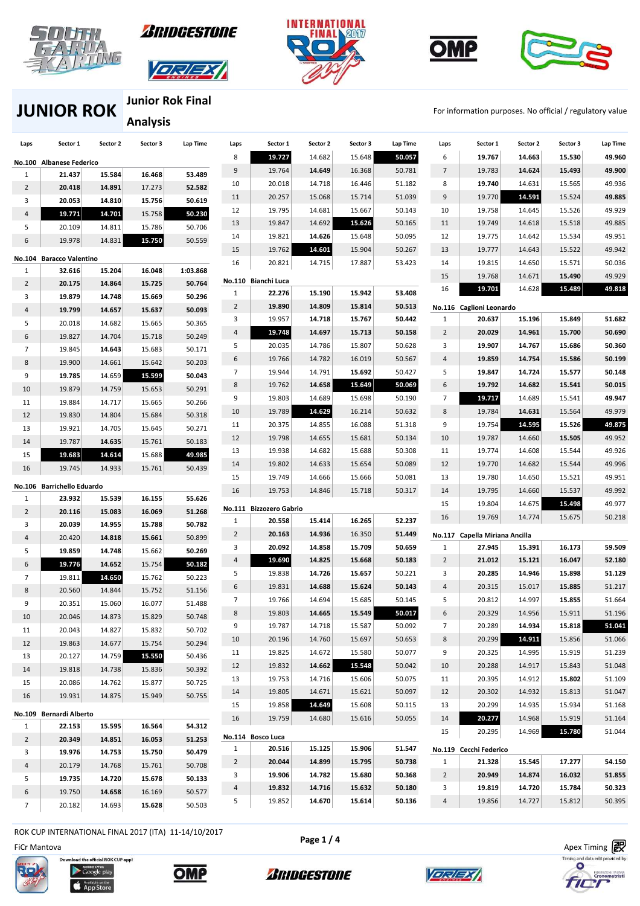# JUNIOR ROK

## Junior Rok Final Analysis

For information purposes. No official / regulatory value

### No.100 Albanese Federico

| Laps | Sector 1 | Sector 2 | Sector 3 | Lap Time |
|---|---|---|---|---|
| 1 | 21.437 | 15.584 | 16.468 | 53.489 |
| 2 | 20.418 | 14.891 | 17.273 | 52.582 |
| 3 | 20.053 | 14.810 | 15.756 | 50.619 |
| 4 | 19.771 | 14.701 | 15.758 | 50.230 |
| 5 | 20.109 | 14.811 | 15.786 | 50.706 |
| 6 | 19.978 | 14.831 | 15.750 | 50.559 |

### No.104 Baracco Valentino

| Laps | Sector 1 | Sector 2 | Sector 3 | Lap Time |
|---|---|---|---|---|
| 1 | 32.616 | 15.204 | 16.048 | 1:03.868 |
| 2 | 20.175 | 14.864 | 15.725 | 50.764 |
| 3 | 19.879 | 14.748 | 15.669 | 50.296 |
| 4 | 19.799 | 14.657 | 15.637 | 50.093 |
| 5 | 20.018 | 14.682 | 15.665 | 50.365 |
| 6 | 19.827 | 14.704 | 15.718 | 50.249 |
| 7 | 19.845 | 14.643 | 15.683 | 50.171 |
| 8 | 19.900 | 14.661 | 15.642 | 50.203 |
| 9 | 19.785 | 14.659 | 15.599 | 50.043 |
| 10 | 19.879 | 14.759 | 15.653 | 50.291 |
| 11 | 19.884 | 14.717 | 15.665 | 50.266 |
| 12 | 19.830 | 14.804 | 15.684 | 50.318 |
| 13 | 19.921 | 14.705 | 15.645 | 50.271 |
| 14 | 19.787 | 14.635 | 15.761 | 50.183 |
| 15 | 19.683 | 14.614 | 15.688 | 49.985 |
| 16 | 19.745 | 14.933 | 15.761 | 50.439 |

### No.106 Barrichello Eduardo

| Laps | Sector 1 | Sector 2 | Sector 3 | Lap Time |
|---|---|---|---|---|
| 1 | 23.932 | 15.539 | 16.155 | 55.626 |
| 2 | 20.116 | 15.083 | 16.069 | 51.268 |
| 3 | 20.039 | 14.955 | 15.788 | 50.782 |
| 4 | 20.420 | 14.818 | 15.661 | 50.899 |
| 5 | 19.859 | 14.748 | 15.662 | 50.269 |
| 6 | 19.776 | 14.652 | 15.754 | 50.182 |
| 7 | 19.811 | 14.650 | 15.762 | 50.223 |
| 8 | 20.560 | 14.844 | 15.752 | 51.156 |
| 9 | 20.351 | 15.060 | 16.077 | 51.488 |
| 10 | 20.046 | 14.873 | 15.829 | 50.748 |
| 11 | 20.043 | 14.827 | 15.832 | 50.702 |
| 12 | 19.863 | 14.677 | 15.754 | 50.294 |
| 13 | 20.127 | 14.759 | 15.550 | 50.436 |
| 14 | 19.818 | 14.738 | 15.836 | 50.392 |
| 15 | 20.086 | 14.762 | 15.877 | 50.725 |
| 16 | 19.931 | 14.875 | 15.949 | 50.755 |

### No.109 Bernardi Alberto

| Laps | Sector 1 | Sector 2 | Sector 3 | Lap Time |
|---|---|---|---|---|
| 1 | 22.153 | 15.595 | 16.564 | 54.312 |
| 2 | 20.349 | 14.851 | 16.053 | 51.253 |
| 3 | 19.976 | 14.753 | 15.750 | 50.479 |
| 4 | 20.179 | 14.768 | 15.761 | 50.708 |
| 5 | 19.735 | 14.720 | 15.678 | 50.133 |
| 6 | 19.750 | 14.658 | 16.169 | 50.577 |
| 7 | 20.182 | 14.693 | 15.628 | 50.503 |
| 8 | 19.727 | 14.682 | 15.648 | 50.057 |
| 9 | 19.764 | 14.649 | 16.368 | 50.781 |
| 10 | 20.018 | 14.718 | 16.446 | 51.182 |
| 11 | 20.257 | 15.068 | 15.714 | 51.039 |
| 12 | 19.795 | 14.681 | 15.667 | 50.143 |
| 13 | 19.847 | 14.692 | 15.626 | 50.165 |
| 14 | 19.821 | 14.626 | 15.648 | 50.095 |
| 15 | 19.762 | 14.601 | 15.904 | 50.267 |
| 16 | 20.821 | 14.715 | 17.887 | 53.423 |

### No.110 Bianchi Luca

| Laps | Sector 1 | Sector 2 | Sector 3 | Lap Time |
|---|---|---|---|---|
| 1 | 22.276 | 15.190 | 15.942 | 53.408 |
| 2 | 19.890 | 14.809 | 15.814 | 50.513 |
| 3 | 19.957 | 14.718 | 15.767 | 50.442 |
| 4 | 19.748 | 14.697 | 15.713 | 50.158 |
| 5 | 20.035 | 14.786 | 15.807 | 50.628 |
| 6 | 19.766 | 14.782 | 16.019 | 50.567 |
| 7 | 19.944 | 14.791 | 15.692 | 50.427 |
| 8 | 19.762 | 14.658 | 15.649 | 50.069 |
| 9 | 19.803 | 14.689 | 15.698 | 50.190 |
| 10 | 19.789 | 14.629 | 16.214 | 50.632 |
| 11 | 20.375 | 14.855 | 16.088 | 51.318 |
| 12 | 19.798 | 14.655 | 15.681 | 50.134 |
| 13 | 19.938 | 14.682 | 15.688 | 50.308 |
| 14 | 19.802 | 14.633 | 15.654 | 50.089 |
| 15 | 19.749 | 14.666 | 15.666 | 50.081 |
| 16 | 19.753 | 14.846 | 15.718 | 50.317 |

### No.111 Bizzozero Gabrio

| Laps | Sector 1 | Sector 2 | Sector 3 | Lap Time |
|---|---|---|---|---|
| 1 | 20.558 | 15.414 | 16.265 | 52.237 |
| 2 | 20.163 | 14.936 | 16.350 | 51.449 |
| 3 | 20.092 | 14.858 | 15.709 | 50.659 |
| 4 | 19.690 | 14.825 | 15.668 | 50.183 |
| 5 | 19.838 | 14.726 | 15.657 | 50.221 |
| 6 | 19.831 | 14.688 | 15.624 | 50.143 |
| 7 | 19.766 | 14.694 | 15.685 | 50.145 |
| 8 | 19.803 | 14.665 | 15.549 | 50.017 |
| 9 | 19.787 | 14.718 | 15.587 | 50.092 |
| 10 | 20.196 | 14.760 | 15.697 | 50.653 |
| 11 | 19.825 | 14.672 | 15.580 | 50.077 |
| 12 | 19.832 | 14.662 | 15.548 | 50.042 |
| 13 | 19.753 | 14.716 | 15.606 | 50.075 |
| 14 | 19.805 | 14.671 | 15.621 | 50.097 |
| 15 | 19.858 | 14.649 | 15.608 | 50.115 |
| 16 | 19.759 | 14.680 | 15.616 | 50.055 |

### No.114 Bosco Luca

| Laps | Sector 1 | Sector 2 | Sector 3 | Lap Time |
|---|---|---|---|---|
| 1 | 20.516 | 15.125 | 15.906 | 51.547 |
| 2 | 20.044 | 14.899 | 15.795 | 50.738 |
| 3 | 19.906 | 14.782 | 15.680 | 50.368 |
| 4 | 19.832 | 14.716 | 15.632 | 50.180 |
| 5 | 19.852 | 14.670 | 15.614 | 50.136 |
| 6 | 19.767 | 14.663 | 15.530 | 49.960 |
| 7 | 19.783 | 14.624 | 15.493 | 49.900 |
| 8 | 19.740 | 14.631 | 15.565 | 49.936 |
| 9 | 19.770 | 14.591 | 15.524 | 49.885 |
| 10 | 19.758 | 14.645 | 15.526 | 49.929 |
| 11 | 19.749 | 14.618 | 15.518 | 49.885 |
| 12 | 19.775 | 14.642 | 15.534 | 49.951 |
| 13 | 19.777 | 14.643 | 15.522 | 49.942 |
| 14 | 19.815 | 14.650 | 15.571 | 50.036 |
| 15 | 19.768 | 14.671 | 15.490 | 49.929 |
| 16 | 19.701 | 14.628 | 15.489 | 49.818 |

### No.116 Cagliani Leonardo

| Laps | Sector 1 | Sector 2 | Sector 3 | Lap Time |
|---|---|---|---|---|
| 1 | 20.637 | 15.196 | 15.849 | 51.682 |
| 2 | 20.029 | 14.961 | 15.700 | 50.690 |
| 3 | 19.907 | 14.767 | 15.686 | 50.360 |
| 4 | 19.859 | 14.754 | 15.586 | 50.199 |
| 5 | 19.847 | 14.724 | 15.577 | 50.148 |
| 6 | 19.792 | 14.682 | 15.541 | 50.015 |
| 7 | 19.717 | 14.689 | 15.541 | 49.947 |
| 8 | 19.784 | 14.631 | 15.564 | 49.979 |
| 9 | 19.754 | 14.595 | 15.526 | 49.875 |
| 10 | 19.787 | 14.660 | 15.505 | 49.952 |
| 11 | 19.774 | 14.608 | 15.544 | 49.926 |
| 12 | 19.770 | 14.682 | 15.544 | 49.996 |
| 13 | 19.780 | 14.650 | 15.521 | 49.951 |
| 14 | 19.795 | 14.660 | 15.537 | 49.992 |
| 15 | 19.804 | 14.675 | 15.498 | 49.977 |
| 16 | 19.769 | 14.774 | 15.675 | 50.218 |

### No.117 Capella Miriana Ancilla

| Laps | Sector 1 | Sector 2 | Sector 3 | Lap Time |
|---|---|---|---|---|
| 1 | 27.945 | 15.391 | 16.173 | 59.509 |
| 2 | 21.012 | 15.121 | 16.047 | 52.180 |
| 3 | 20.285 | 14.946 | 15.898 | 51.129 |
| 4 | 20.315 | 15.017 | 15.885 | 51.217 |
| 5 | 20.812 | 14.997 | 15.855 | 51.664 |
| 6 | 20.329 | 14.956 | 15.911 | 51.196 |
| 7 | 20.289 | 14.934 | 15.818 | 51.041 |
| 8 | 20.299 | 14.911 | 15.856 | 51.066 |
| 9 | 20.325 | 14.995 | 15.919 | 51.239 |
| 10 | 20.288 | 14.917 | 15.843 | 51.048 |
| 11 | 20.395 | 14.912 | 15.802 | 51.109 |
| 12 | 20.302 | 14.932 | 15.813 | 51.047 |
| 13 | 20.299 | 14.935 | 15.934 | 51.168 |
| 14 | 20.277 | 14.968 | 15.919 | 51.164 |
| 15 | 20.295 | 14.969 | 15.780 | 51.044 |

### No.119 Cecchi Federico

| Laps | Sector 1 | Sector 2 | Sector 3 | Lap Time |
|---|---|---|---|---|
| 1 | 21.328 | 15.545 | 17.277 | 54.150 |
| 2 | 20.949 | 14.874 | 16.032 | 51.855 |
| 3 | 19.819 | 14.720 | 15.784 | 50.323 |
| 4 | 19.856 | 14.727 | 15.812 | 50.395 |

ROK CUP INTERNATIONAL FINAL 2017 (ITA) 11-14/10/2017

FiCr Mantova

Apex Timing

Timing and data edit provided by: FICR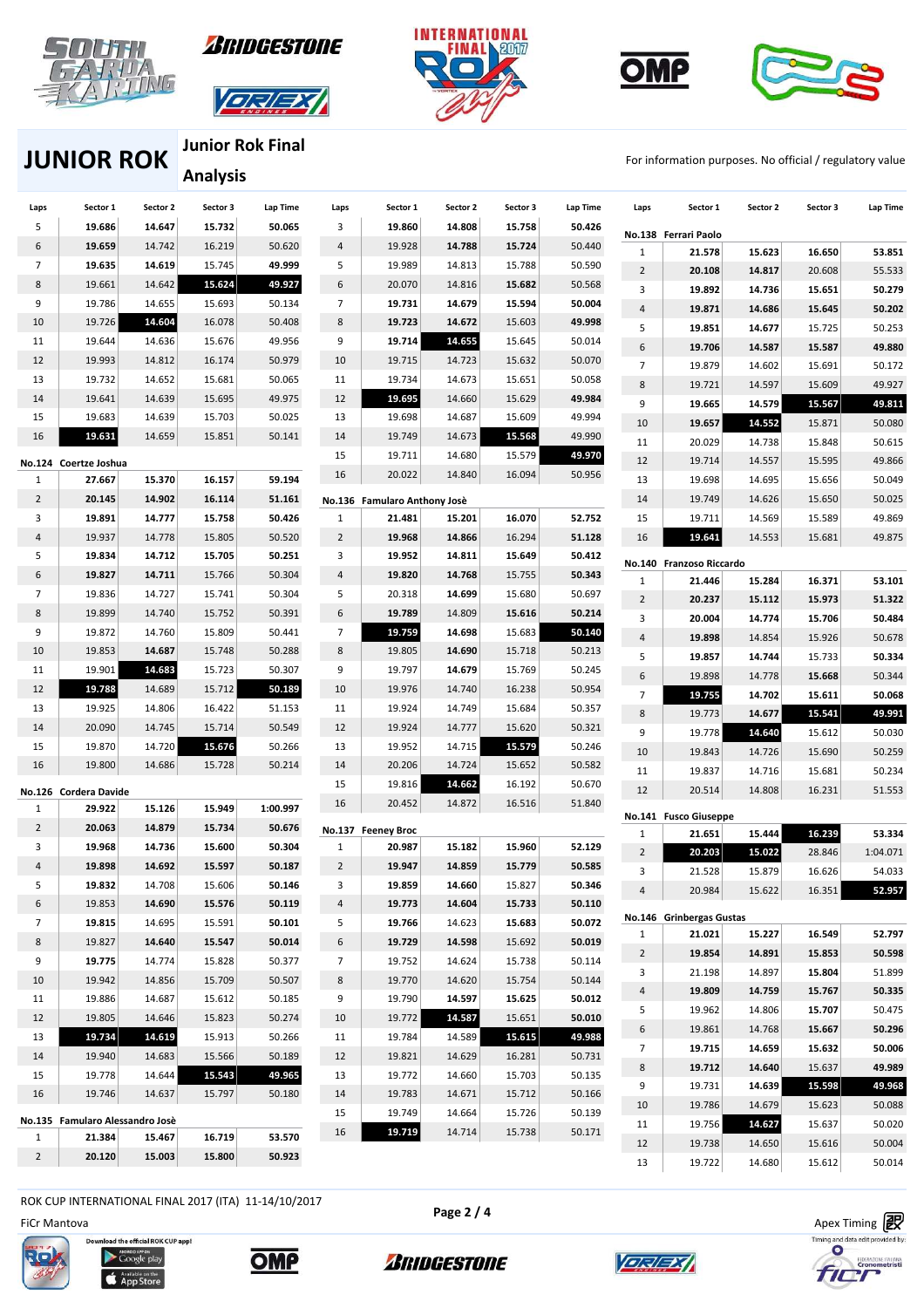# JUNIOR ROK

## Junior Rok Final Analysis

For information purposes. No official / regulatory value

| Laps | Sector 1 | Sector 2 | Sector 3 | Lap Time |
|---|---|---|---|---|
| 5 | 19.686 | 14.647 | 15.732 | 50.065 |
| 6 | 19.659 | 14.742 | 16.219 | 50.620 |
| 7 | 19.635 | 14.619 | 15.745 | 49.999 |
| 8 | 19.661 | 14.642 | 15.624 | 49.927 |
| 9 | 19.786 | 14.655 | 15.693 | 50.134 |
| 10 | 19.726 | 14.604 | 16.078 | 50.408 |
| 11 | 19.644 | 14.636 | 15.676 | 49.956 |
| 12 | 19.993 | 14.812 | 16.174 | 50.979 |
| 13 | 19.732 | 14.652 | 15.681 | 50.065 |
| 14 | 19.641 | 14.639 | 15.695 | 49.975 |
| 15 | 19.683 | 14.639 | 15.703 | 50.025 |
| 16 | 19.631 | 14.659 | 15.851 | 50.141 |

**No.124 Coertze Joshua**

| Laps | Sector 1 | Sector 2 | Sector 3 | Lap Time |
|---|---|---|---|---|
| 1 | 27.667 | 15.370 | 16.157 | 59.194 |
| 2 | 20.145 | 14.902 | 16.114 | 51.161 |
| 3 | 19.891 | 14.777 | 15.758 | 50.426 |
| 4 | 19.937 | 14.778 | 15.805 | 50.520 |
| 5 | 19.834 | 14.712 | 15.705 | 50.251 |
| 6 | 19.827 | 14.711 | 15.766 | 50.304 |
| 7 | 19.836 | 14.727 | 15.741 | 50.304 |
| 8 | 19.899 | 14.740 | 15.752 | 50.391 |
| 9 | 19.872 | 14.760 | 15.809 | 50.441 |
| 10 | 19.853 | 14.687 | 15.748 | 50.288 |
| 11 | 19.901 | 14.683 | 15.723 | 50.307 |
| 12 | 19.788 | 14.689 | 15.712 | 50.189 |
| 13 | 19.925 | 14.806 | 16.422 | 51.153 |
| 14 | 20.090 | 14.745 | 15.714 | 50.549 |
| 15 | 19.870 | 14.720 | 15.676 | 50.266 |
| 16 | 19.800 | 14.686 | 15.728 | 50.214 |

**No.126 Cordera Davide**

| Laps | Sector 1 | Sector 2 | Sector 3 | Lap Time |
|---|---|---|---|---|
| 1 | 29.922 | 15.126 | 15.949 | 1:00.997 |
| 2 | 20.063 | 14.879 | 15.734 | 50.676 |
| 3 | 19.968 | 14.736 | 15.600 | 50.304 |
| 4 | 19.898 | 14.692 | 15.597 | 50.187 |
| 5 | 19.832 | 14.708 | 15.606 | 50.146 |
| 6 | 19.853 | 14.690 | 15.576 | 50.119 |
| 7 | 19.815 | 14.695 | 15.591 | 50.101 |
| 8 | 19.827 | 14.640 | 15.547 | 50.014 |
| 9 | 19.775 | 14.774 | 15.828 | 50.377 |
| 10 | 19.942 | 14.856 | 15.709 | 50.507 |
| 11 | 19.886 | 14.687 | 15.612 | 50.185 |
| 12 | 19.805 | 14.646 | 15.823 | 50.274 |
| 13 | 19.734 | 14.619 | 15.913 | 50.266 |
| 14 | 19.940 | 14.683 | 15.566 | 50.189 |
| 15 | 19.778 | 14.644 | 15.543 | 49.965 |
| 16 | 19.746 | 14.637 | 15.797 | 50.180 |

**No.135 Famularo Alessandro Josè**

| Laps | Sector 1 | Sector 2 | Sector 3 | Lap Time |
|---|---|---|---|---|
| 1 | 21.384 | 15.467 | 16.719 | 53.570 |
| 2 | 20.120 | 15.003 | 15.800 | 50.923 |
| 3 | 19.860 | 14.808 | 15.758 | 50.426 |
| 4 | 19.928 | 14.788 | 15.724 | 50.440 |
| 5 | 19.989 | 14.813 | 15.788 | 50.590 |
| 6 | 20.070 | 14.816 | 15.682 | 50.568 |
| 7 | 19.731 | 14.679 | 15.594 | 50.004 |
| 8 | 19.723 | 14.672 | 15.603 | 49.998 |
| 9 | 19.714 | 14.655 | 15.645 | 50.014 |
| 10 | 19.715 | 14.723 | 15.632 | 50.070 |
| 11 | 19.734 | 14.673 | 15.651 | 50.058 |
| 12 | 19.695 | 14.660 | 15.629 | 49.984 |
| 13 | 19.698 | 14.687 | 15.609 | 49.994 |
| 14 | 19.749 | 14.673 | 15.568 | 49.990 |
| 15 | 19.711 | 14.680 | 15.579 | 49.970 |
| 16 | 20.022 | 14.840 | 16.094 | 50.956 |

**No.136 Famularo Anthony Josè**

| Laps | Sector 1 | Sector 2 | Sector 3 | Lap Time |
|---|---|---|---|---|
| 1 | 21.481 | 15.201 | 16.070 | 52.752 |
| 2 | 19.968 | 14.866 | 16.294 | 51.128 |
| 3 | 19.952 | 14.811 | 15.649 | 50.412 |
| 4 | 19.820 | 14.768 | 15.755 | 50.343 |
| 5 | 20.318 | 14.699 | 15.680 | 50.697 |
| 6 | 19.789 | 14.809 | 15.616 | 50.214 |
| 7 | 19.759 | 14.698 | 15.683 | 50.140 |
| 8 | 19.805 | 14.690 | 15.718 | 50.213 |
| 9 | 19.797 | 14.679 | 15.769 | 50.245 |
| 10 | 19.976 | 14.740 | 16.238 | 50.954 |
| 11 | 19.924 | 14.749 | 15.684 | 50.357 |
| 12 | 19.924 | 14.777 | 15.620 | 50.321 |
| 13 | 19.952 | 14.715 | 15.579 | 50.246 |
| 14 | 20.206 | 14.724 | 15.652 | 50.582 |
| 15 | 19.816 | 14.662 | 16.192 | 50.670 |
| 16 | 20.452 | 14.872 | 16.516 | 51.840 |

**No.137 Feeney Broc**

| Laps | Sector 1 | Sector 2 | Sector 3 | Lap Time |
|---|---|---|---|---|
| 1 | 20.987 | 15.182 | 15.960 | 52.129 |
| 2 | 19.947 | 14.859 | 15.779 | 50.585 |
| 3 | 19.859 | 14.660 | 15.827 | 50.346 |
| 4 | 19.773 | 14.604 | 15.733 | 50.110 |
| 5 | 19.766 | 14.623 | 15.683 | 50.072 |
| 6 | 19.729 | 14.598 | 15.692 | 50.019 |
| 7 | 19.752 | 14.624 | 15.738 | 50.114 |
| 8 | 19.770 | 14.620 | 15.754 | 50.144 |
| 9 | 19.790 | 14.597 | 15.625 | 50.012 |
| 10 | 19.772 | 14.587 | 15.651 | 50.010 |
| 11 | 19.784 | 14.589 | 15.615 | 49.988 |
| 12 | 19.821 | 14.629 | 16.281 | 50.731 |
| 13 | 19.772 | 14.660 | 15.703 | 50.135 |
| 14 | 19.783 | 14.671 | 15.712 | 50.166 |
| 15 | 19.749 | 14.664 | 15.726 | 50.139 |
| 16 | 19.719 | 14.714 | 15.738 | 50.171 |

**No.138 Ferrari Paolo**

| Laps | Sector 1 | Sector 2 | Sector 3 | Lap Time |
|---|---|---|---|---|
| 1 | 21.578 | 15.623 | 16.650 | 53.851 |
| 2 | 20.108 | 14.817 | 20.608 | 55.533 |
| 3 | 19.892 | 14.736 | 15.651 | 50.279 |
| 4 | 19.871 | 14.686 | 15.645 | 50.202 |
| 5 | 19.851 | 14.677 | 15.725 | 50.253 |
| 6 | 19.706 | 14.587 | 15.587 | 49.880 |
| 7 | 19.879 | 14.602 | 15.691 | 50.172 |
| 8 | 19.721 | 14.597 | 15.609 | 49.927 |
| 9 | 19.665 | 14.579 | 15.567 | 49.811 |
| 10 | 19.657 | 14.552 | 15.871 | 50.080 |
| 11 | 20.029 | 14.738 | 15.848 | 50.615 |
| 12 | 19.714 | 14.557 | 15.595 | 49.866 |
| 13 | 19.698 | 14.695 | 15.656 | 50.049 |
| 14 | 19.749 | 14.626 | 15.650 | 50.025 |
| 15 | 19.711 | 14.569 | 15.589 | 49.869 |
| 16 | 19.641 | 14.553 | 15.681 | 49.875 |

**No.140 Franzoso Riccardo**

| Laps | Sector 1 | Sector 2 | Sector 3 | Lap Time |
|---|---|---|---|---|
| 1 | 21.446 | 15.284 | 16.371 | 53.101 |
| 2 | 20.237 | 15.112 | 15.973 | 51.322 |
| 3 | 20.004 | 14.774 | 15.706 | 50.484 |
| 4 | 19.898 | 14.854 | 15.926 | 50.678 |
| 5 | 19.857 | 14.744 | 15.733 | 50.334 |
| 6 | 19.898 | 14.778 | 15.668 | 50.344 |
| 7 | 19.755 | 14.702 | 15.611 | 50.068 |
| 8 | 19.773 | 14.677 | 15.541 | 49.991 |
| 9 | 19.778 | 14.640 | 15.612 | 50.030 |
| 10 | 19.843 | 14.726 | 15.690 | 50.259 |
| 11 | 19.837 | 14.716 | 15.681 | 50.234 |
| 12 | 20.514 | 14.808 | 16.231 | 51.553 |

**No.141 Fusco Giuseppe**

| Laps | Sector 1 | Sector 2 | Sector 3 | Lap Time |
|---|---|---|---|---|
| 1 | 21.651 | 15.444 | 16.239 | 53.334 |
| 2 | 20.203 | 15.022 | 28.846 | 1:04.071 |
| 3 | 21.528 | 15.879 | 16.626 | 54.033 |
| 4 | 20.984 | 15.622 | 16.351 | 52.957 |

**No.146 Grinbergas Gustas**

| Laps | Sector 1 | Sector 2 | Sector 3 | Lap Time |
|---|---|---|---|---|
| 1 | 21.021 | 15.227 | 16.549 | 52.797 |
| 2 | 19.854 | 14.891 | 15.853 | 50.598 |
| 3 | 21.198 | 14.897 | 15.804 | 51.899 |
| 4 | 19.809 | 14.759 | 15.767 | 50.335 |
| 5 | 19.962 | 14.806 | 15.707 | 50.475 |
| 6 | 19.861 | 14.768 | 15.667 | 50.296 |
| 7 | 19.715 | 14.659 | 15.632 | 50.006 |
| 8 | 19.712 | 14.640 | 15.637 | 49.989 |
| 9 | 19.731 | 14.639 | 15.598 | 49.968 |
| 10 | 19.786 | 14.679 | 15.623 | 50.088 |
| 11 | 19.756 | 14.627 | 15.637 | 50.020 |
| 12 | 19.738 | 14.650 | 15.616 | 50.004 |
| 13 | 19.722 | 14.680 | 15.612 | 50.014 |

ROK CUP INTERNATIONAL FINAL 2017 (ITA) 11-14/10/2017

FiCr Mantova

Apex Timing

Timing and data edit provided by: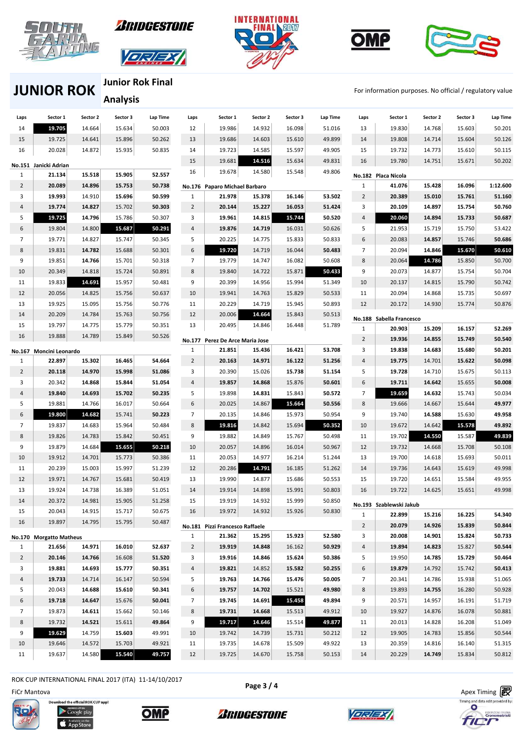# JUNIOR ROK

## Junior Rok Final

## Analysis

For information purposes. No official / regulatory value

| Laps | Sector 1 | Sector 2 | Sector 3 | Lap Time |
|---|---|---|---|---|
| 14 | 19.705 | 14.664 | 15.634 | 50.003 |
| 15 | 19.725 | 14.641 | 15.896 | 50.262 |
| 16 | 20.028 | 14.872 | 15.935 | 50.835 |

**No.151 Janicki Adrian**

| Laps | Sector 1 | Sector 2 | Sector 3 | Lap Time |
|---|---|---|---|---|
| 1 | 21.134 | 15.518 | 15.905 | 52.557 |
| 2 | 20.089 | 14.896 | 15.753 | 50.738 |
| 3 | 19.993 | 14.910 | 15.696 | 50.599 |
| 4 | 19.774 | 14.827 | 15.702 | 50.303 |
| 5 | 19.725 | 14.796 | 15.786 | 50.307 |
| 6 | 19.804 | 14.800 | 15.687 | 50.291 |
| 7 | 19.771 | 14.827 | 15.747 | 50.345 |
| 8 | 19.831 | 14.782 | 15.688 | 50.301 |
| 9 | 19.851 | 14.766 | 15.701 | 50.318 |
| 10 | 20.349 | 14.818 | 15.724 | 50.891 |
| 11 | 19.833 | 14.691 | 15.957 | 50.481 |
| 12 | 20.056 | 14.825 | 15.756 | 50.637 |
| 13 | 19.925 | 15.095 | 15.756 | 50.776 |
| 14 | 20.209 | 14.784 | 15.763 | 50.756 |
| 15 | 19.797 | 14.775 | 15.779 | 50.351 |
| 16 | 19.888 | 14.789 | 15.849 | 50.526 |

**No.167 Moncini Leonardo**

| Laps | Sector 1 | Sector 2 | Sector 3 | Lap Time |
|---|---|---|---|---|
| 1 | 22.897 | 15.302 | 16.465 | 54.664 |
| 2 | 20.118 | 14.970 | 15.998 | 51.086 |
| 3 | 20.342 | 14.868 | 15.844 | 51.054 |
| 4 | 19.840 | 14.693 | 15.702 | 50.235 |
| 5 | 19.881 | 14.766 | 16.017 | 50.664 |
| 6 | 19.800 | 14.682 | 15.741 | 50.223 |
| 7 | 19.837 | 14.683 | 15.964 | 50.484 |
| 8 | 19.826 | 14.783 | 15.842 | 50.451 |
| 9 | 19.879 | 14.684 | 15.655 | 50.218 |
| 10 | 19.912 | 14.701 | 15.773 | 50.386 |
| 11 | 20.239 | 15.003 | 15.997 | 51.239 |
| 12 | 19.971 | 14.767 | 15.681 | 50.419 |
| 13 | 19.924 | 14.738 | 16.389 | 51.051 |
| 14 | 20.372 | 14.981 | 15.905 | 51.258 |
| 15 | 20.043 | 14.915 | 15.717 | 50.675 |
| 16 | 19.897 | 14.795 | 15.795 | 50.487 |

**No.170 Morgatto Matheus**

| Laps | Sector 1 | Sector 2 | Sector 3 | Lap Time |
|---|---|---|---|---|
| 1 | 21.656 | 14.971 | 16.010 | 52.637 |
| 2 | 20.146 | 14.766 | 16.608 | 51.520 |
| 3 | 19.881 | 14.693 | 15.777 | 50.351 |
| 4 | 19.733 | 14.714 | 16.147 | 50.594 |
| 5 | 20.043 | 14.688 | 15.610 | 50.341 |
| 6 | 19.718 | 14.647 | 15.676 | 50.041 |
| 7 | 19.873 | 14.611 | 15.662 | 50.146 |
| 8 | 19.732 | 14.521 | 15.611 | 49.864 |
| 9 | 19.629 | 14.759 | 15.603 | 49.991 |
| 10 | 19.646 | 14.572 | 15.703 | 49.921 |
| 11 | 19.637 | 14.580 | 15.540 | 49.757 |

| Laps | Sector 1 | Sector 2 | Sector 3 | Lap Time |
|---|---|---|---|---|
| 12 | 19.986 | 14.932 | 16.098 | 51.016 |
| 13 | 19.686 | 14.603 | 15.610 | 49.899 |
| 14 | 19.723 | 14.585 | 15.597 | 49.905 |
| 15 | 19.681 | 14.516 | 15.634 | 49.831 |
| 16 | 19.678 | 14.580 | 15.548 | 49.806 |

**No.176 Paparo Michael Barbaro**

| Laps | Sector 1 | Sector 2 | Sector 3 | Lap Time |
|---|---|---|---|---|
| 1 | 21.978 | 15.378 | 16.146 | 53.502 |
| 2 | 20.144 | 15.227 | 16.053 | 51.424 |
| 3 | 19.961 | 14.815 | 15.744 | 50.520 |
| 4 | 19.876 | 14.719 | 16.031 | 50.626 |
| 5 | 20.225 | 14.775 | 15.833 | 50.833 |
| 6 | 19.720 | 14.719 | 16.044 | 50.483 |
| 7 | 19.779 | 14.747 | 16.082 | 50.608 |
| 8 | 19.840 | 14.722 | 15.871 | 50.433 |
| 9 | 20.399 | 14.956 | 15.994 | 51.349 |
| 10 | 19.941 | 14.763 | 15.829 | 50.533 |
| 11 | 20.229 | 14.719 | 15.945 | 50.893 |
| 12 | 20.006 | 14.664 | 15.843 | 50.513 |
| 13 | 20.495 | 14.846 | 16.448 | 51.789 |

**No.177 Perez De Arce Maria Jose**

| Laps | Sector 1 | Sector 2 | Sector 3 | Lap Time |
|---|---|---|---|---|
| 1 | 21.851 | 15.436 | 16.421 | 53.708 |
| 2 | 20.163 | 14.971 | 16.122 | 51.256 |
| 3 | 20.390 | 15.026 | 15.738 | 51.154 |
| 4 | 19.857 | 14.868 | 15.876 | 50.601 |
| 5 | 19.898 | 14.831 | 15.843 | 50.572 |
| 6 | 20.025 | 14.867 | 15.664 | 50.556 |
| 7 | 20.135 | 14.846 | 15.973 | 50.954 |
| 8 | 19.816 | 14.842 | 15.694 | 50.352 |
| 9 | 19.882 | 14.849 | 15.767 | 50.498 |
| 10 | 20.057 | 14.896 | 16.014 | 50.967 |
| 11 | 20.053 | 14.977 | 16.214 | 51.244 |
| 12 | 20.286 | 14.791 | 16.185 | 51.262 |
| 13 | 19.990 | 14.877 | 15.686 | 50.553 |
| 14 | 19.914 | 14.898 | 15.991 | 50.803 |
| 15 | 19.919 | 14.932 | 15.999 | 50.850 |
| 16 | 19.972 | 14.932 | 15.926 | 50.830 |

**No.181 Pizzi Francesco Raffaele**

| Laps | Sector 1 | Sector 2 | Sector 3 | Lap Time |
|---|---|---|---|---|
| 1 | 21.362 | 15.295 | 15.923 | 52.580 |
| 2 | 19.919 | 14.848 | 16.162 | 50.929 |
| 3 | 19.916 | 14.846 | 15.624 | 50.386 |
| 4 | 19.821 | 14.852 | 15.582 | 50.255 |
| 5 | 19.763 | 14.766 | 15.476 | 50.005 |
| 6 | 19.757 | 14.702 | 15.521 | 49.980 |
| 7 | 19.745 | 14.691 | 15.458 | 49.894 |
| 8 | 19.731 | 14.668 | 15.513 | 49.912 |
| 9 | 19.717 | 14.646 | 15.514 | 49.877 |
| 10 | 19.742 | 14.739 | 15.731 | 50.212 |
| 11 | 19.735 | 14.678 | 15.509 | 49.922 |
| 12 | 19.725 | 14.670 | 15.758 | 50.153 |

| Laps | Sector 1 | Sector 2 | Sector 3 | Lap Time |
|---|---|---|---|---|
| 13 | 19.830 | 14.768 | 15.603 | 50.201 |
| 14 | 19.808 | 14.714 | 15.604 | 50.126 |
| 15 | 19.732 | 14.773 | 15.610 | 50.115 |
| 16 | 19.780 | 14.751 | 15.671 | 50.202 |

**No.182 Placa Nicola**

| Laps | Sector 1 | Sector 2 | Sector 3 | Lap Time |
|---|---|---|---|---|
| 1 | 41.076 | 15.428 | 16.096 | 1:12.600 |
| 2 | 20.389 | 15.010 | 15.761 | 51.160 |
| 3 | 20.109 | 14.897 | 15.754 | 50.760 |
| 4 | 20.060 | 14.894 | 15.733 | 50.687 |
| 5 | 21.953 | 15.719 | 15.750 | 53.422 |
| 6 | 20.083 | 14.857 | 15.746 | 50.686 |
| 7 | 20.094 | 14.846 | 15.670 | 50.610 |
| 8 | 20.064 | 14.786 | 15.850 | 50.700 |
| 9 | 20.073 | 14.877 | 15.754 | 50.704 |
| 10 | 20.137 | 14.815 | 15.790 | 50.742 |
| 11 | 20.094 | 14.868 | 15.735 | 50.697 |
| 12 | 20.172 | 14.930 | 15.774 | 50.876 |

**No.188 Sabella Francesco**

| Laps | Sector 1 | Sector 2 | Sector 3 | Lap Time |
|---|---|---|---|---|
| 1 | 20.903 | 15.209 | 16.157 | 52.269 |
| 2 | 19.936 | 14.855 | 15.749 | 50.540 |
| 3 | 19.838 | 14.683 | 15.680 | 50.201 |
| 4 | 19.775 | 14.701 | 15.622 | 50.098 |
| 5 | 19.728 | 14.710 | 15.675 | 50.113 |
| 6 | 19.711 | 14.642 | 15.655 | 50.008 |
| 7 | 19.659 | 14.632 | 15.743 | 50.034 |
| 8 | 19.666 | 14.667 | 15.644 | 49.977 |
| 9 | 19.740 | 14.588 | 15.630 | 49.958 |
| 10 | 19.672 | 14.642 | 15.578 | 49.892 |
| 11 | 19.702 | 14.550 | 15.587 | 49.839 |
| 12 | 19.732 | 14.668 | 15.708 | 50.108 |
| 13 | 19.700 | 14.618 | 15.693 | 50.011 |
| 14 | 19.736 | 14.643 | 15.619 | 49.998 |
| 15 | 19.720 | 14.651 | 15.584 | 49.955 |
| 16 | 19.722 | 14.625 | 15.651 | 49.998 |

**No.193 Szablewski Jakub**

| Laps | Sector 1 | Sector 2 | Sector 3 | Lap Time |
|---|---|---|---|---|
| 1 | 22.899 | 15.216 | 16.225 | 54.340 |
| 2 | 20.079 | 14.926 | 15.839 | 50.844 |
| 3 | 20.008 | 14.901 | 15.824 | 50.733 |
| 4 | 19.894 | 14.823 | 15.827 | 50.544 |
| 5 | 19.950 | 14.785 | 15.729 | 50.464 |
| 6 | 19.879 | 14.792 | 15.742 | 50.413 |
| 7 | 20.341 | 14.786 | 15.938 | 51.065 |
| 8 | 19.893 | 14.755 | 16.280 | 50.928 |
| 9 | 20.571 | 14.957 | 16.191 | 51.719 |
| 10 | 19.927 | 14.876 | 16.078 | 50.881 |
| 11 | 20.013 | 14.828 | 16.208 | 51.049 |
| 12 | 19.905 | 14.783 | 15.856 | 50.544 |
| 13 | 20.359 | 14.816 | 16.140 | 51.315 |
| 14 | 20.229 | 14.749 | 15.834 | 50.812 |

ROK CUP INTERNATIONAL FINAL 2017 (ITA) 11-14/10/2017

FiCr Mantova

Apex Timing

Timing and data edit provided by: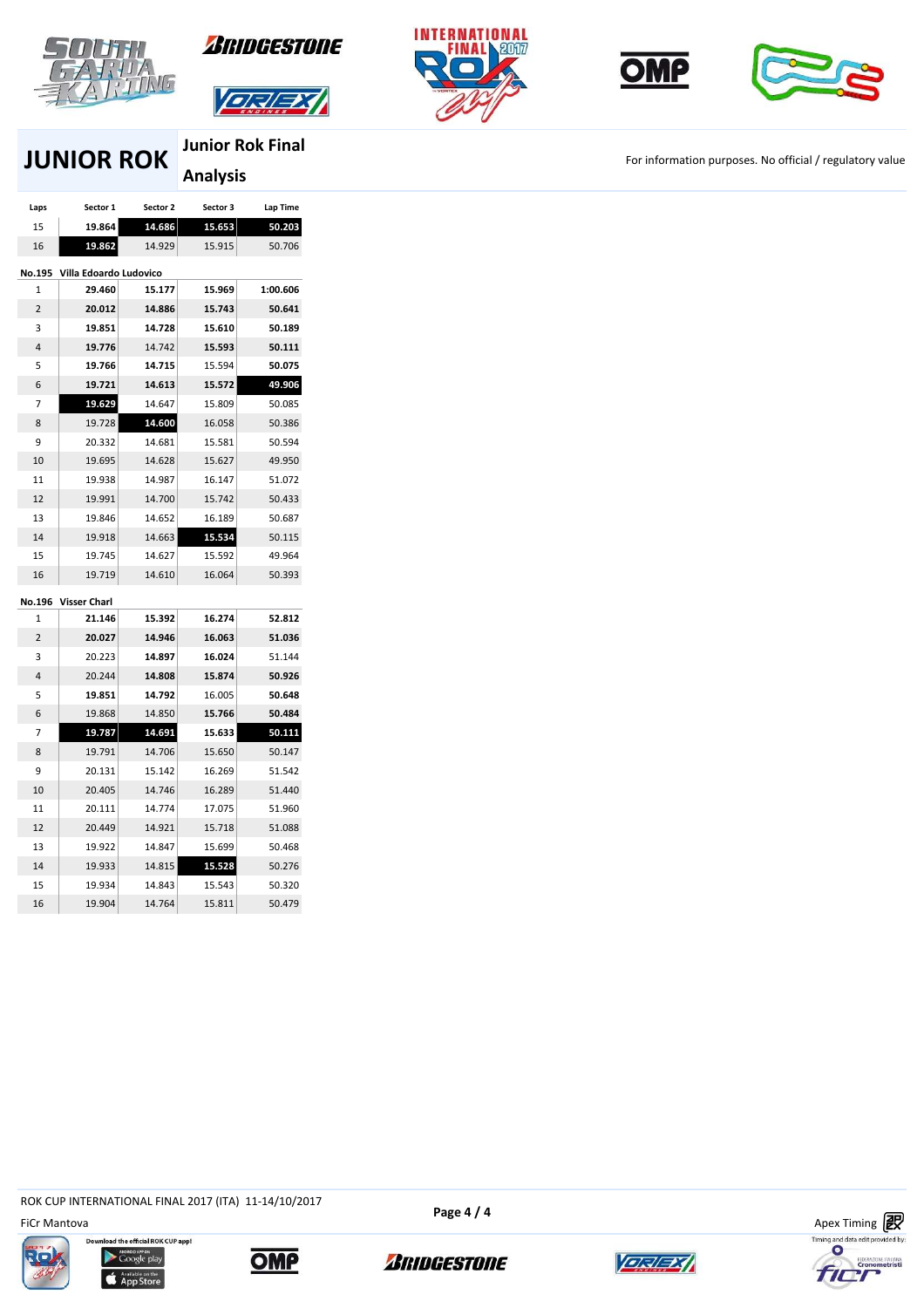# JUNIOR ROK

## Junior Rok Final Analysis

For information purposes. No official / regulatory value

| Laps | Sector 1 | Sector 2 | Sector 3 | Lap Time |
|---|---|---|---|---|
| 15 | **19.864** | **14.686** | **15.653** | **50.203** |
| 16 | **19.862** | 14.929 | 15.915 | 50.706 |

**No.195 Villa Edoardo Ludovico**

| Laps | Sector 1 | Sector 2 | Sector 3 | Lap Time |
|---|---|---|---|---|
| 1 | **29.460** | **15.177** | **15.969** | **1:00.606** |
| 2 | **20.012** | **14.886** | **15.743** | **50.641** |
| 3 | **19.851** | **14.728** | **15.610** | **50.189** |
| 4 | **19.776** | 14.742 | **15.593** | **50.111** |
| 5 | **19.766** | **14.715** | 15.594 | **50.075** |
| 6 | **19.721** | **14.613** | **15.572** | **49.906** |
| 7 | **19.629** | 14.647 | 15.809 | 50.085 |
| 8 | 19.728 | **14.600** | 16.058 | 50.386 |
| 9 | 20.332 | 14.681 | 15.581 | 50.594 |
| 10 | 19.695 | 14.628 | 15.627 | 49.950 |
| 11 | 19.938 | 14.987 | 16.147 | 51.072 |
| 12 | 19.991 | 14.700 | 15.742 | 50.433 |
| 13 | 19.846 | 14.652 | 16.189 | 50.687 |
| 14 | 19.918 | 14.663 | **15.534** | 50.115 |
| 15 | 19.745 | 14.627 | 15.592 | 49.964 |
| 16 | 19.719 | 14.610 | 16.064 | 50.393 |

**No.196 Visser Charl**

| Laps | Sector 1 | Sector 2 | Sector 3 | Lap Time |
|---|---|---|---|---|
| 1 | **21.146** | **15.392** | **16.274** | **52.812** |
| 2 | **20.027** | **14.946** | **16.063** | **51.036** |
| 3 | 20.223 | **14.897** | **16.024** | 51.144 |
| 4 | 20.244 | **14.808** | **15.874** | **50.926** |
| 5 | **19.851** | **14.792** | 16.005 | **50.648** |
| 6 | 19.868 | 14.850 | **15.766** | **50.484** |
| 7 | **19.787** | **14.691** | **15.633** | **50.111** |
| 8 | 19.791 | 14.706 | 15.650 | 50.147 |
| 9 | 20.131 | 15.142 | 16.269 | 51.542 |
| 10 | 20.405 | 14.746 | 16.289 | 51.440 |
| 11 | 20.111 | 14.774 | 17.075 | 51.960 |
| 12 | 20.449 | 14.921 | 15.718 | 51.088 |
| 13 | 19.922 | 14.847 | 15.699 | 50.468 |
| 14 | 19.933 | 14.815 | **15.528** | 50.276 |
| 15 | 19.934 | 14.843 | 15.543 | 50.320 |
| 16 | 19.904 | 14.764 | 15.811 | 50.479 |

ROK CUP INTERNATIONAL FINAL 2017 (ITA) 11-14/10/2017

FiCr Mantova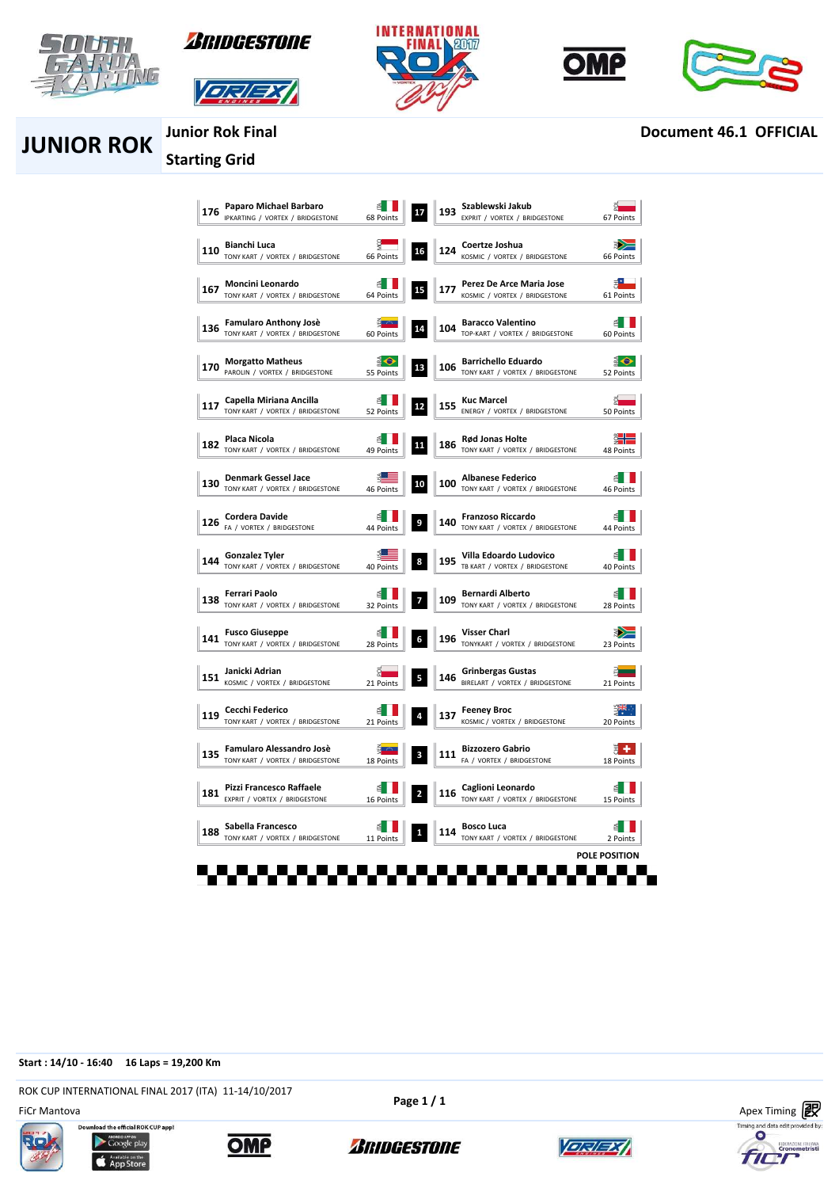# JUNIOR ROK

## Junior Rok Final

## Starting Grid

**Document 46.1 OFFICIAL**

| Row | No. | Driver | Team / Engine / Tyre | Nat. | Points | No. | Driver | Team / Engine / Tyre | Nat. | Points |
|---|---|---|---|---|---|---|---|---|---|---|
| 17 | 176 | Paparo Michael Barbaro | IPKARTING / VORTEX / BRIDGESTONE | ITA | 68 Points | 193 | Szablewski Jakub | EXPRIT / VORTEX / BRIDGESTONE | POL | 67 Points |
| 16 | 110 | Bianchi Luca | TONY KART / VORTEX / BRIDGESTONE | MON | 66 Points | 124 | Coertze Joshua | KOSMIC / VORTEX / BRIDGESTONE | RSA | 66 Points |
| 15 | 167 | Moncini Leonardo | TONY KART / VORTEX / BRIDGESTONE | ITA | 64 Points | 177 | Perez De Arce Maria Jose | KOSMIC / VORTEX / BRIDGESTONE | CHI | 61 Points |
| 14 | 136 | Famularo Anthony Josè | TONY KART / VORTEX / BRIDGESTONE | VEN | 60 Points | 104 | Baracco Valentino | TOP-KART / VORTEX / BRIDGESTONE | ITA | 60 Points |
| 13 | 170 | Morgatto Matheus | PAROLIN / VORTEX / BRIDGESTONE | BRA | 55 Points | 106 | Barrichello Eduardo | TONY KART / VORTEX / BRIDGESTONE | BRA | 52 Points |
| 12 | 117 | Capella Miriana Ancilla | TONY KART / VORTEX / BRIDGESTONE | ITA | 52 Points | 155 | Kuc Marcel | ENERGY / VORTEX / BRIDGESTONE | POL | 50 Points |
| 11 | 182 | Placa Nicola | TONY KART / VORTEX / BRIDGESTONE | ITA | 49 Points | 186 | Rød Jonas Holte | TONY KART / VORTEX / BRIDGESTONE | NOR | 48 Points |
| 10 | 130 | Denmark Gessel Jace | TONY KART / VORTEX / BRIDGESTONE | USA | 46 Points | 100 | Albanese Federico | TONY KART / VORTEX / BRIDGESTONE | ITA | 46 Points |
| 9 | 126 | Cordera Davide | FA / VORTEX / BRIDGESTONE | ITA | 44 Points | 140 | Franzoso Riccardo | TONY KART / VORTEX / BRIDGESTONE | ITA | 44 Points |
| 8 | 144 | Gonzalez Tyler | TONY KART / VORTEX / BRIDGESTONE | USA | 40 Points | 195 | Villa Edoardo Ludovico | TB KART / VORTEX / BRIDGESTONE | ITA | 40 Points |
| 7 | 138 | Ferrari Paolo | TONY KART / VORTEX / BRIDGESTONE | ITA | 32 Points | 109 | Bernardi Alberto | TONY KART / VORTEX / BRIDGESTONE | ITA | 28 Points |
| 6 | 141 | Fusco Giuseppe | TONY KART / VORTEX / BRIDGESTONE | ITA | 28 Points | 196 | Visser Charl | TONYKART / VORTEX / BRIDGESTONE | RSA | 23 Points |
| 5 | 151 | Janicki Adrian | KOSMIC / VORTEX / BRIDGESTONE | POL | 21 Points | 146 | Grinbergas Gustas | BIRELART / VORTEX / BRIDGESTONE | LTU | 21 Points |
| 4 | 119 | Cecchi Federico | TONY KART / VORTEX / BRIDGESTONE | ITA | 21 Points | 137 | Feeney Broc | KOSMIC / VORTEX / BRIDGESTONE | AUS | 20 Points |
| 3 | 135 | Famularo Alessandro Josè | TONY KART / VORTEX / BRIDGESTONE | VEN | 18 Points | 111 | Bizzozero Gabrio | FA / VORTEX / BRIDGESTONE | SUI | 18 Points |
| 2 | 181 | Pizzi Francesco Raffaele | EXPRIT / VORTEX / BRIDGESTONE | ITA | 16 Points | 116 | Caglioni Leonardo | TONY KART / VORTEX / BRIDGESTONE | ITA | 15 Points |
| 1 | 188 | Sabella Francesco | TONY KART / VORTEX / BRIDGESTONE | ITA | 11 Points | 114 | Bosco Luca | TONY KART / VORTEX / BRIDGESTONE | ITA | 2 Points |

POLE POSITION

Start : 14/10 - 16:40    16 Laps = 19,200 Km

ROK CUP INTERNATIONAL FINAL 2017 (ITA) 11-14/10/2017

FiCr Mantova

Apex Timing

Timing and data edit provided by: Federazione Italiana Cronometristi ficr

Download the official ROK CUP app! Google play · App Store